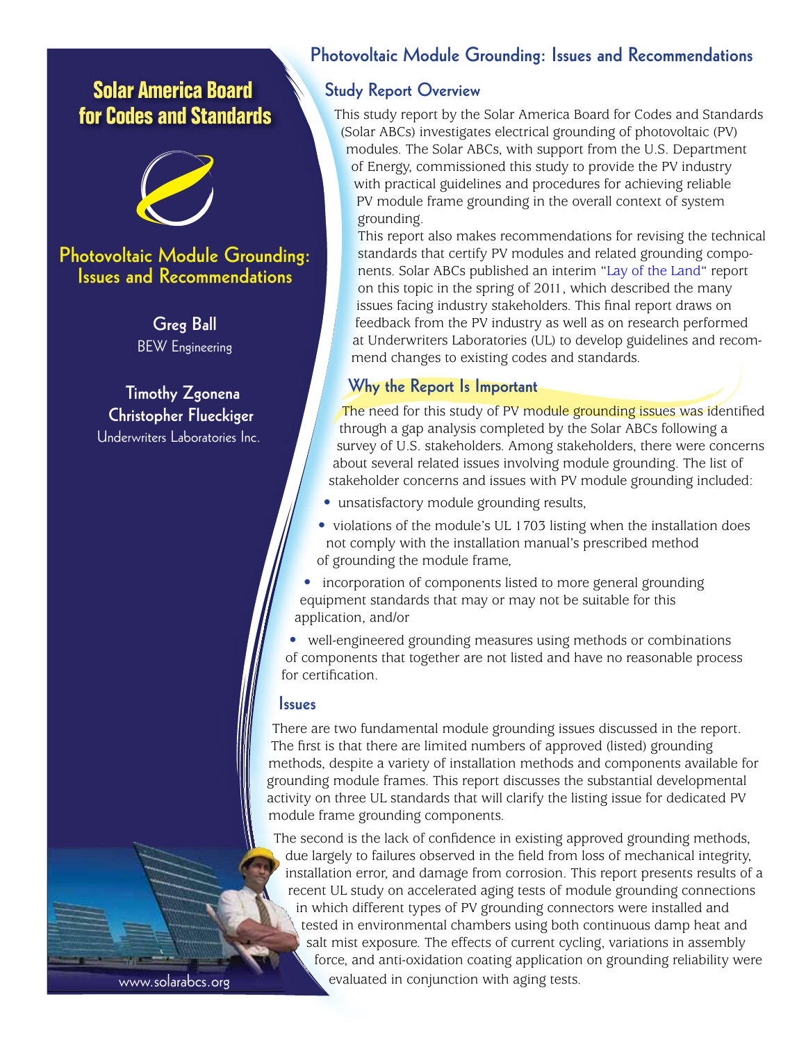# Solar America Board for Codes and Standards

## Photovoltaic Module Grounding: Issues and Recommendations

**Greg Ball**
BEW Engineering

**Timothy Zgonena**
**Christopher Flueckiger**
Underwriters Laboratories Inc.

www.solarabcs.org

# Photovoltaic Module Grounding: Issues and Recommendations

## Study Report Overview

This study report by the Solar America Board for Codes and Standards (Solar ABCs) investigates electrical grounding of photovoltaic (PV) modules. The Solar ABCs, with support from the U.S. Department of Energy, commissioned this study to provide the PV industry with practical guidelines and procedures for achieving reliable PV module frame grounding in the overall context of system grounding.

This report also makes recommendations for revising the technical standards that certify PV modules and related grounding components. Solar ABCs published an interim "Lay of the Land" report on this topic in the spring of 2011, which described the many issues facing industry stakeholders. This final report draws on feedback from the PV industry as well as on research performed at Underwriters Laboratories (UL) to develop guidelines and recommend changes to existing codes and standards.

## Why the Report Is Important

The need for this study of PV module grounding issues was identified through a gap analysis completed by the Solar ABCs following a survey of U.S. stakeholders. Among stakeholders, there were concerns about several related issues involving module grounding. The list of stakeholder concerns and issues with PV module grounding included:

- unsatisfactory module grounding results,
- violations of the module's UL 1703 listing when the installation does not comply with the installation manual's prescribed method of grounding the module frame,
- incorporation of components listed to more general grounding equipment standards that may or may not be suitable for this application, and/or
- well-engineered grounding measures using methods or combinations of components that together are not listed and have no reasonable process for certification.

## Issues

There are two fundamental module grounding issues discussed in the report. The first is that there are limited numbers of approved (listed) grounding methods, despite a variety of installation methods and components available for grounding module frames. This report discusses the substantial developmental activity on three UL standards that will clarify the listing issue for dedicated PV module frame grounding components.

The second is the lack of confidence in existing approved grounding methods, due largely to failures observed in the field from loss of mechanical integrity, installation error, and damage from corrosion. This report presents results of a recent UL study on accelerated aging tests of module grounding connections in which different types of PV grounding connectors were installed and tested in environmental chambers using both continuous damp heat and salt mist exposure. The effects of current cycling, variations in assembly force, and anti-oxidation coating application on grounding reliability were evaluated in conjunction with aging tests.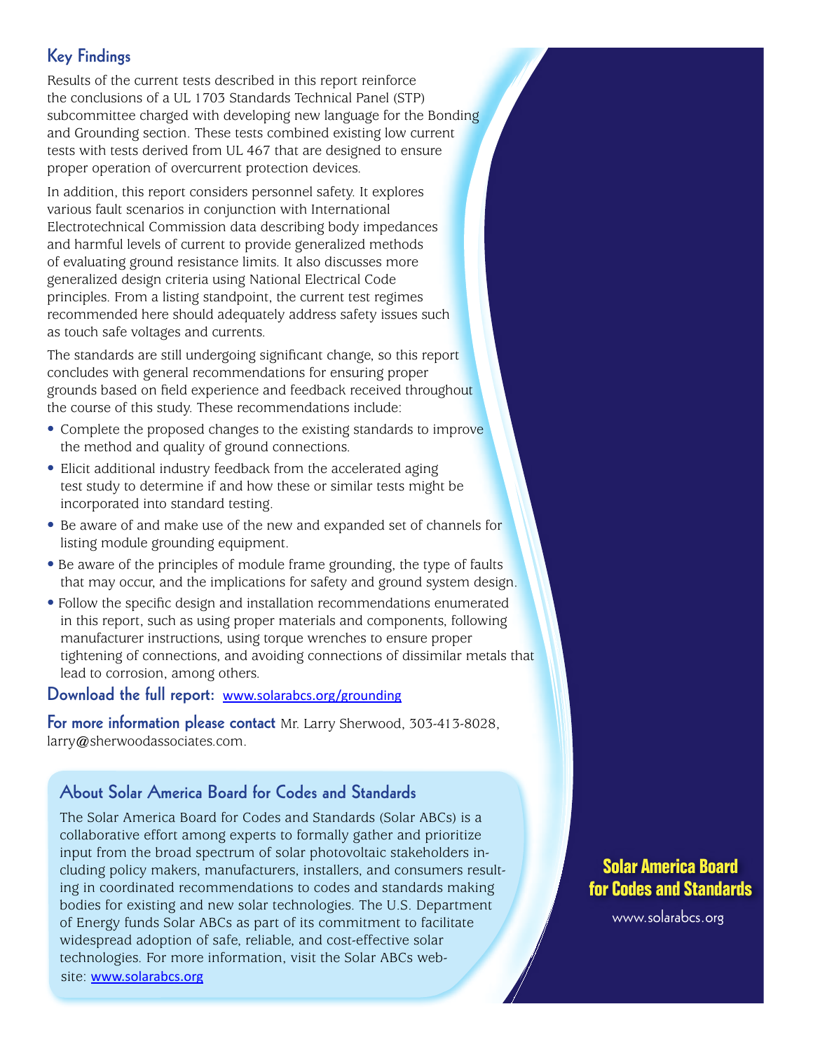## Key Findings

Results of the current tests described in this report reinforce the conclusions of a UL 1703 Standards Technical Panel (STP) subcommittee charged with developing new language for the Bonding and Grounding section. These tests combined existing low current tests with tests derived from UL 467 that are designed to ensure proper operation of overcurrent protection devices.

In addition, this report considers personnel safety. It explores various fault scenarios in conjunction with International Electrotechnical Commission data describing body impedances and harmful levels of current to provide generalized methods of evaluating ground resistance limits. It also discusses more generalized design criteria using National Electrical Code principles. From a listing standpoint, the current test regimes recommended here should adequately address safety issues such as touch safe voltages and currents.

The standards are still undergoing significant change, so this report concludes with general recommendations for ensuring proper grounds based on field experience and feedback received throughout the course of this study. These recommendations include:

- Complete the proposed changes to the existing standards to improve the method and quality of ground connections.
- Elicit additional industry feedback from the accelerated aging test study to determine if and how these or similar tests might be incorporated into standard testing.
- Be aware of and make use of the new and expanded set of channels for listing module grounding equipment.
- Be aware of the principles of module frame grounding, the type of faults that may occur, and the implications for safety and ground system design.
- Follow the specific design and installation recommendations enumerated in this report, such as using proper materials and components, following manufacturer instructions, using torque wrenches to ensure proper tightening of connections, and avoiding connections of dissimilar metals that lead to corrosion, among others.

**Download the full report:** www.solarabcs.org/grounding

**For more information please contact** Mr. Larry Sherwood, 303-413-8028, larry@sherwoodassociates.com.

### About Solar America Board for Codes and Standards

The Solar America Board for Codes and Standards (Solar ABCs) is a collaborative effort among experts to formally gather and prioritize input from the broad spectrum of solar photovoltaic stakeholders including policy makers, manufacturers, installers, and consumers resulting in coordinated recommendations to codes and standards making bodies for existing and new solar technologies. The U.S. Department of Energy funds Solar ABCs as part of its commitment to facilitate widespread adoption of safe, reliable, and cost-effective solar technologies. For more information, visit the Solar ABCs website: www.solarabcs.org

**Solar America Board for Codes and Standards**

www.solarabcs.org